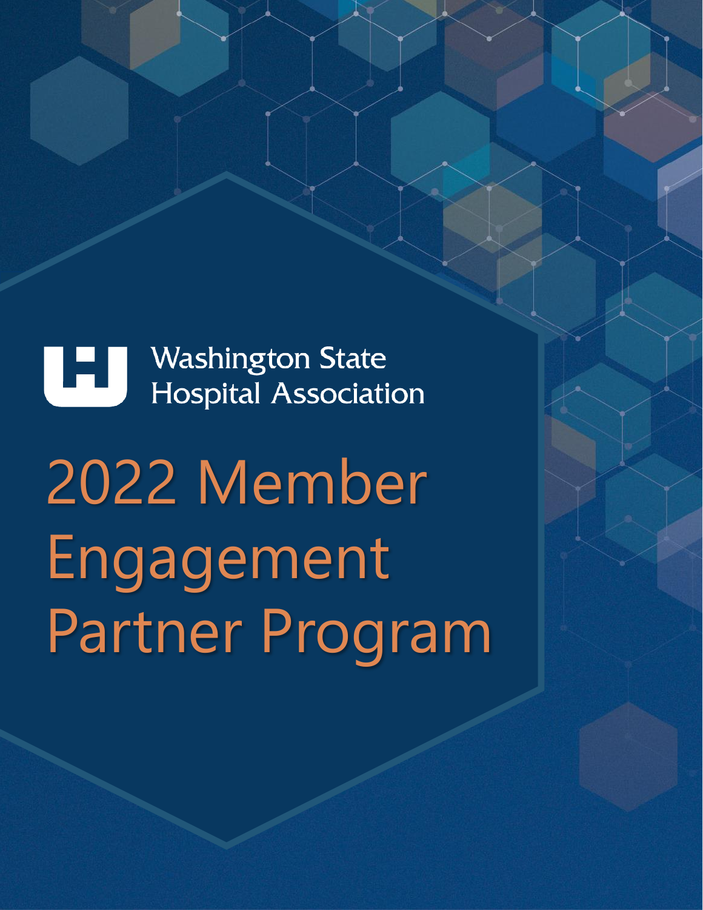Washington State Hospital Association

# 2022 Member Engagement Partner Program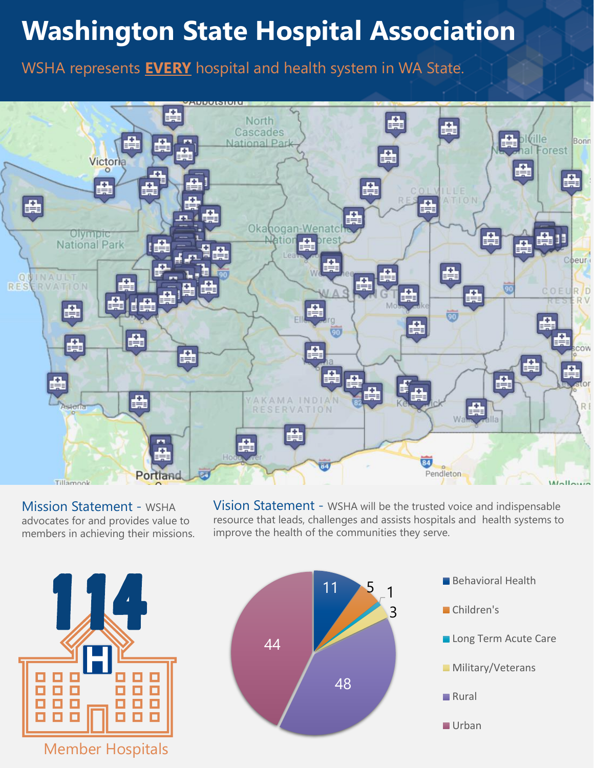# Washington State Hospital Association

WSHA represents **EVERY** hospital and health system in WA State.

**Mission Statement** - WSHA advocates for and provides value to members in achieving their missions.

**Vision Statement** - WSHA will be the trusted voice and indispensable resource that leads, challenges and assists hospitals and health systems to improve the health of the communities they serve.

**114** Member Hospitals

| Category | Number |
|---|---|
| Behavioral Health | 11 |
| Children's | 5 |
| Long Term Acute Care | 1 |
| Military/Veterans | 3 |
| Rural | 48 |
| Urban | 44 |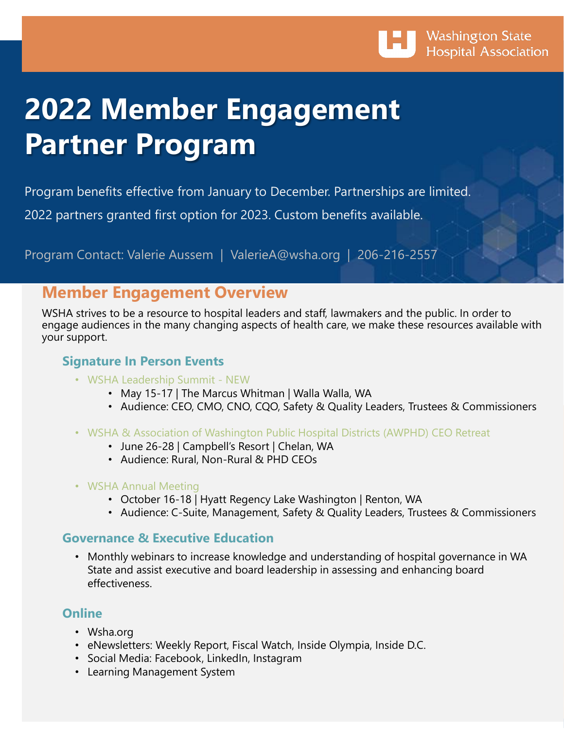Washington State Hospital Association

# 2022 Member Engagement Partner Program

Program benefits effective from January to December. Partnerships are limited.

2022 partners granted first option for 2023. Custom benefits available.

Program Contact: Valerie Aussem | ValerieA@wsha.org | 206-216-2557

## Member Engagement Overview

WSHA strives to be a resource to hospital leaders and staff, lawmakers and the public. In order to engage audiences in the many changing aspects of health care, we make these resources available with your support.

### Signature In Person Events

- WSHA Leadership Summit - NEW
  - May 15-17 | The Marcus Whitman | Walla Walla, WA
  - Audience: CEO, CMO, CNO, CQO, Safety & Quality Leaders, Trustees & Commissioners
- WSHA & Association of Washington Public Hospital Districts (AWPHD) CEO Retreat
  - June 26-28 | Campbell's Resort | Chelan, WA
  - Audience: Rural, Non-Rural & PHD CEOs
- WSHA Annual Meeting
  - October 16-18 | Hyatt Regency Lake Washington | Renton, WA
  - Audience: C-Suite, Management, Safety & Quality Leaders, Trustees & Commissioners

### Governance & Executive Education

- Monthly webinars to increase knowledge and understanding of hospital governance in WA State and assist executive and board leadership in assessing and enhancing board effectiveness.

### Online

- Wsha.org
- eNewsletters: Weekly Report, Fiscal Watch, Inside Olympia, Inside D.C.
- Social Media: Facebook, LinkedIn, Instagram
- Learning Management System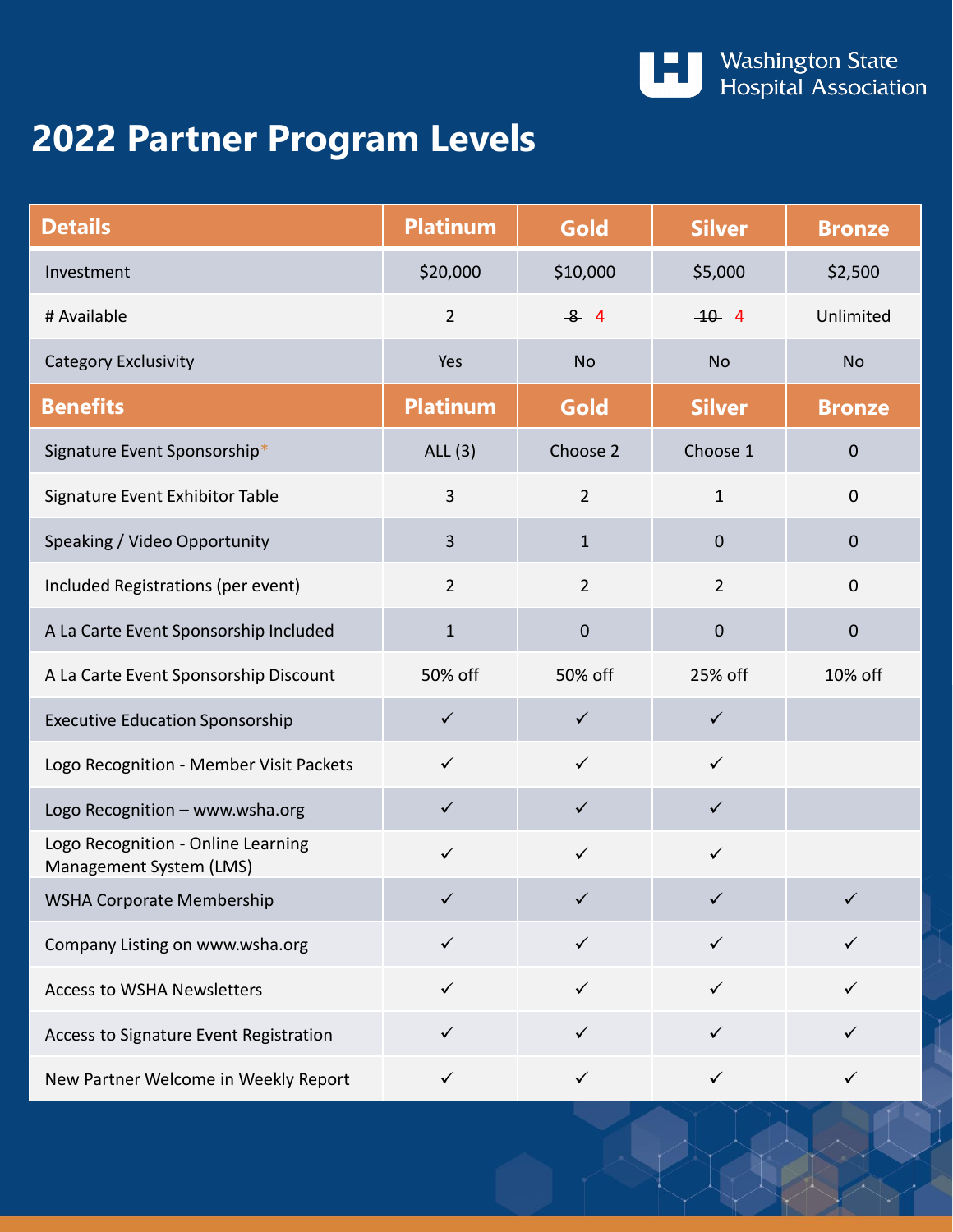Washington State Hospital Association

# 2022 Partner Program Levels

| Details | Platinum | Gold | Silver | Bronze |
|---|---|---|---|---|
| Investment | $20,000 | $10,000 | $5,000 | $2,500 |
| # Available | 2 | ~~8~~ 4 | ~~10~~ 4 | Unlimited |
| Category Exclusivity | Yes | No | No | No |
| **Benefits** | **Platinum** | **Gold** | **Silver** | **Bronze** |
| Signature Event Sponsorship* | ALL (3) | Choose 2 | Choose 1 | 0 |
| Signature Event Exhibitor Table | 3 | 2 | 1 | 0 |
| Speaking / Video Opportunity | 3 | 1 | 0 | 0 |
| Included Registrations (per event) | 2 | 2 | 2 | 0 |
| A La Carte Event Sponsorship Included | 1 | 0 | 0 | 0 |
| A La Carte Event Sponsorship Discount | 50% off | 50% off | 25% off | 10% off |
| Executive Education Sponsorship | ✓ | ✓ | ✓ | |
| Logo Recognition - Member Visit Packets | ✓ | ✓ | ✓ | |
| Logo Recognition – www.wsha.org | ✓ | ✓ | ✓ | |
| Logo Recognition - Online Learning Management System (LMS) | ✓ | ✓ | ✓ | |
| WSHA Corporate Membership | ✓ | ✓ | ✓ | ✓ |
| Company Listing on www.wsha.org | ✓ | ✓ | ✓ | ✓ |
| Access to WSHA Newsletters | ✓ | ✓ | ✓ | ✓ |
| Access to Signature Event Registration | ✓ | ✓ | ✓ | ✓ |
| New Partner Welcome in Weekly Report | ✓ | ✓ | ✓ | ✓ |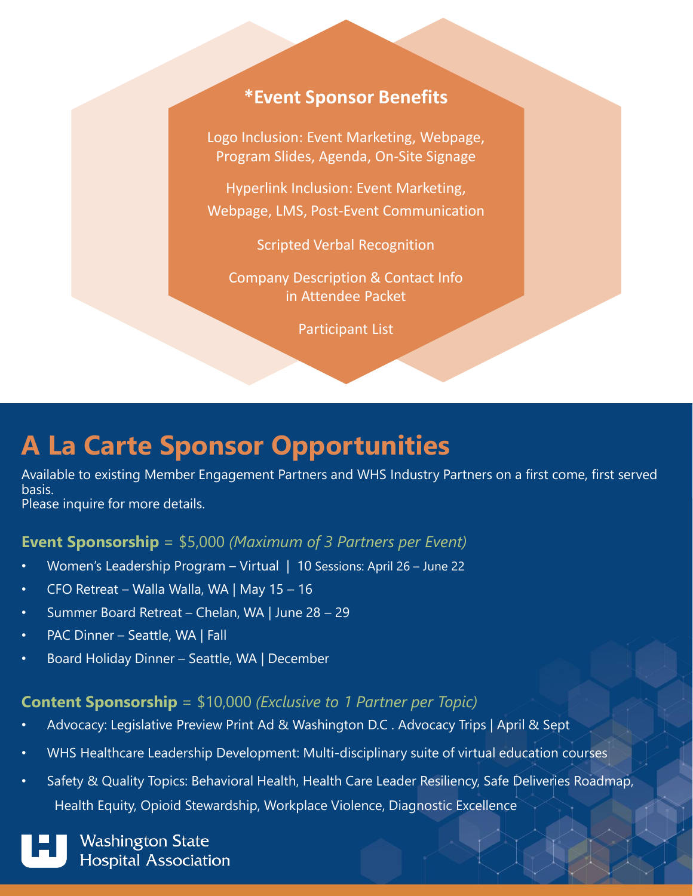## *Event Sponsor Benefits

Logo Inclusion: Event Marketing, Webpage, Program Slides, Agenda, On-Site Signage

Hyperlink Inclusion: Event Marketing, Webpage, LMS, Post-Event Communication

Scripted Verbal Recognition

Company Description & Contact Info in Attendee Packet

Participant List

# A La Carte Sponsor Opportunities

Available to existing Member Engagement Partners and WHS Industry Partners on a first come, first served basis.
Please inquire for more details.

### **Event Sponsorship** = $5,000 *(Maximum of 3 Partners per Event)*

- Women's Leadership Program – Virtual | 10 Sessions: April 26 – June 22
- CFO Retreat – Walla Walla, WA | May 15 – 16
- Summer Board Retreat – Chelan, WA | June 28 – 29
- PAC Dinner – Seattle, WA | Fall
- Board Holiday Dinner – Seattle, WA | December

### **Content Sponsorship** = $10,000 *(Exclusive to 1 Partner per Topic)*

- Advocacy: Legislative Preview Print Ad & Washington D.C . Advocacy Trips | April & Sept
- WHS Healthcare Leadership Development: Multi-disciplinary suite of virtual education courses
- Safety & Quality Topics: Behavioral Health, Health Care Leader Resiliency, Safe Deliveries Roadmap, Health Equity, Opioid Stewardship, Workplace Violence, Diagnostic Excellence

Washington State Hospital Association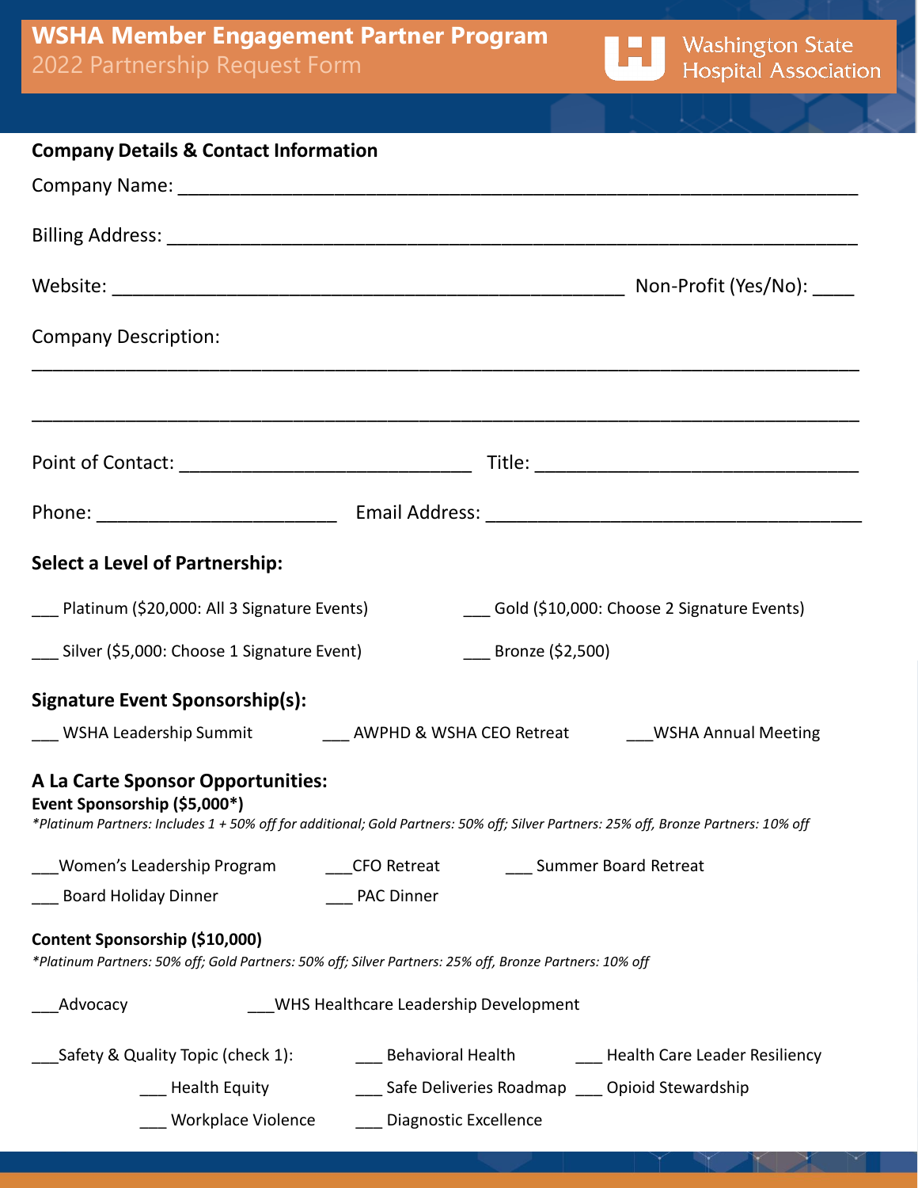# WSHA Member Engagement Partner Program

2022 Partnership Request Form

Washington State Hospital Association

## Company Details & Contact Information

Company Name: ____________________________________________________________

Billing Address: ___________________________________________________________

Website: ______________________________________________ Non-Profit (Yes/No): ____

Company Description:

______________________________________________________________________

______________________________________________________________________

Point of Contact: ___________________________ Title: ______________________________

Phone: ______________________ Email Address: ___________________________________

## Select a Level of Partnership:

___ Platinum ($20,000: All 3 Signature Events)

___ Gold ($10,000: Choose 2 Signature Events)

___ Silver ($5,000: Choose 1 Signature Event)

___ Bronze ($2,500)

## Signature Event Sponsorship(s):

___ WSHA Leadership Summit

___ AWPHD & WSHA CEO Retreat

___WSHA Annual Meeting

## A La Carte Sponsor Opportunities:

**Event Sponsorship ($5,000*)**

*\*Platinum Partners: Includes 1 + 50% off for additional; Gold Partners: 50% off; Silver Partners: 25% off, Bronze Partners: 10% off*

___Women's Leadership Program

___CFO Retreat

___ Summer Board Retreat

___ Board Holiday Dinner

___ PAC Dinner

**Content Sponsorship ($10,000)**

*\*Platinum Partners: 50% off; Gold Partners: 50% off; Silver Partners: 25% off, Bronze Partners: 10% off*

___Advocacy

___WHS Healthcare Leadership Development

___Safety & Quality Topic (check 1):

___ Behavioral Health

___ Health Care Leader Resiliency

___ Health Equity

___ Safe Deliveries Roadmap

___ Opioid Stewardship

___ Workplace Violence

___ Diagnostic Excellence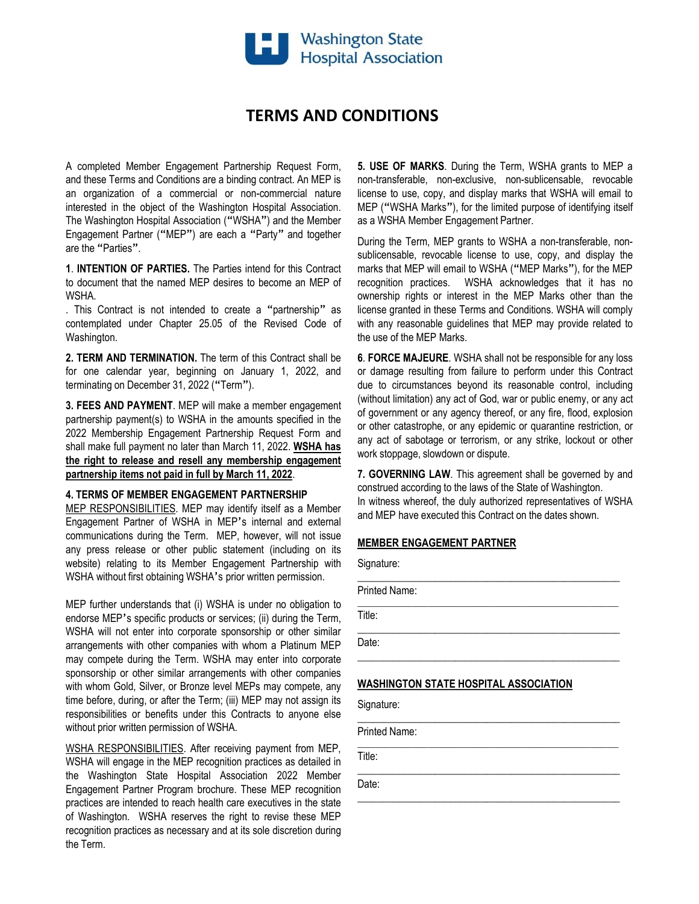Washington State Hospital Association

# TERMS AND CONDITIONS

A completed Member Engagement Partnership Request Form, and these Terms and Conditions are a binding contract. An MEP is an organization of a commercial or non-commercial nature interested in the object of the Washington Hospital Association. The Washington Hospital Association ("WSHA") and the Member Engagement Partner ("MEP") are each a "Party" and together are the "Parties".

**1**. **INTENTION OF PARTIES.** The Parties intend for this Contract to document that the named MEP desires to become an MEP of WSHA.

. This Contract is not intended to create a "partnership" as contemplated under Chapter 25.05 of the Revised Code of Washington.

**2. TERM AND TERMINATION.** The term of this Contract shall be for one calendar year, beginning on January 1, 2022, and terminating on December 31, 2022 ("Term").

**3. FEES AND PAYMENT**. MEP will make a member engagement partnership payment(s) to WSHA in the amounts specified in the 2022 Membership Engagement Partnership Request Form and shall make full payment no later than March 11, 2022. **WSHA has the right to release and resell any membership engagement partnership items not paid in full by March 11, 2022**.

**4. TERMS OF MEMBER ENGAGEMENT PARTNERSHIP**

MEP RESPONSIBILITIES. MEP may identify itself as a Member Engagement Partner of WSHA in MEP's internal and external communications during the Term. MEP, however, will not issue any press release or other public statement (including on its website) relating to its Member Engagement Partnership with WSHA without first obtaining WSHA's prior written permission.

MEP further understands that (i) WSHA is under no obligation to endorse MEP's specific products or services; (ii) during the Term, WSHA will not enter into corporate sponsorship or other similar arrangements with other companies with whom a Platinum MEP may compete during the Term. WSHA may enter into corporate sponsorship or other similar arrangements with other companies with whom Gold, Silver, or Bronze level MEPs may compete, any time before, during, or after the Term; (iii) MEP may not assign its responsibilities or benefits under this Contracts to anyone else without prior written permission of WSHA.

WSHA RESPONSIBILITIES. After receiving payment from MEP, WSHA will engage in the MEP recognition practices as detailed in the Washington State Hospital Association 2022 Member Engagement Partner Program brochure. These MEP recognition practices are intended to reach health care executives in the state of Washington. WSHA reserves the right to revise these MEP recognition practices as necessary and at its sole discretion during the Term.

**5. USE OF MARKS**. During the Term, WSHA grants to MEP a non-transferable, non-exclusive, non-sublicensable, revocable license to use, copy, and display marks that WSHA will email to MEP ("WSHA Marks"), for the limited purpose of identifying itself as a WSHA Member Engagement Partner.

During the Term, MEP grants to WSHA a non-transferable, non-sublicensable, revocable license to use, copy, and display the marks that MEP will email to WSHA ("MEP Marks"), for the MEP recognition practices. WSHA acknowledges that it has no ownership rights or interest in the MEP Marks other than the license granted in these Terms and Conditions. WSHA will comply with any reasonable guidelines that MEP may provide related to the use of the MEP Marks.

**6**. **FORCE MAJEURE**. WSHA shall not be responsible for any loss or damage resulting from failure to perform under this Contract due to circumstances beyond its reasonable control, including (without limitation) any act of God, war or public enemy, or any act of government or any agency thereof, or any fire, flood, explosion or other catastrophe, or any epidemic or quarantine restriction, or any act of sabotage or terrorism, or any strike, lockout or other work stoppage, slowdown or dispute.

**7. GOVERNING LAW**. This agreement shall be governed by and construed according to the laws of the State of Washington.

In witness whereof, the duly authorized representatives of WSHA and MEP have executed this Contract on the dates shown.

**MEMBER ENGAGEMENT PARTNER**

Signature: \_\_\_\_\_\_\_\_\_\_\_\_\_\_\_\_\_\_\_\_\_\_\_\_\_\_\_\_\_\_

Printed Name: \_\_\_\_\_\_\_\_\_\_\_\_\_\_\_\_\_\_\_\_\_\_\_\_\_\_\_\_\_\_

Title: \_\_\_\_\_\_\_\_\_\_\_\_\_\_\_\_\_\_\_\_\_\_\_\_\_\_\_\_\_\_

Date: \_\_\_\_\_\_\_\_\_\_\_\_\_\_\_\_\_\_\_\_\_\_\_\_\_\_\_\_\_\_

**WASHINGTON STATE HOSPITAL ASSOCIATION**

Signature: \_\_\_\_\_\_\_\_\_\_\_\_\_\_\_\_\_\_\_\_\_\_\_\_\_\_\_\_\_\_

Printed Name: \_\_\_\_\_\_\_\_\_\_\_\_\_\_\_\_\_\_\_\_\_\_\_\_\_\_\_\_\_\_

Title: \_\_\_\_\_\_\_\_\_\_\_\_\_\_\_\_\_\_\_\_\_\_\_\_\_\_\_\_\_\_

Date: \_\_\_\_\_\_\_\_\_\_\_\_\_\_\_\_\_\_\_\_\_\_\_\_\_\_\_\_\_\_